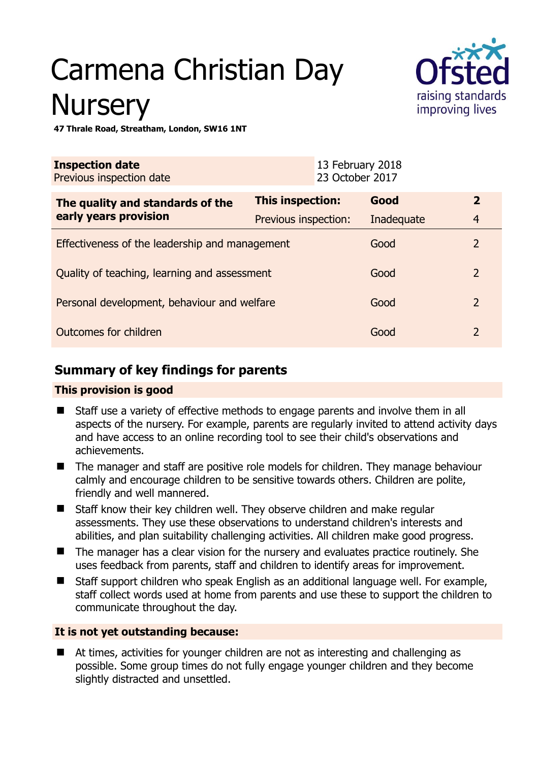# Carmena Christian Day Nursery

**47 Thrale Road, Streatham, London, SW16 1NT**

| **Inspection date** | 13 February 2018 |
|---|---|
| Previous inspection date | 23 October 2017 |

| **The quality and standards of the early years provision** | **This inspection:** | **Good** | **2** |
|---|---|---|---|
| | Previous inspection: | Inadequate | 4 |
| Effectiveness of the leadership and management | | Good | 2 |
| Quality of teaching, learning and assessment | | Good | 2 |
| Personal development, behaviour and welfare | | Good | 2 |
| Outcomes for children | | Good | 2 |

## Summary of key findings for parents

### This provision is good

- Staff use a variety of effective methods to engage parents and involve them in all aspects of the nursery. For example, parents are regularly invited to attend activity days and have access to an online recording tool to see their child's observations and achievements.
- The manager and staff are positive role models for children. They manage behaviour calmly and encourage children to be sensitive towards others. Children are polite, friendly and well mannered.
- Staff know their key children well. They observe children and make regular assessments. They use these observations to understand children's interests and abilities, and plan suitability challenging activities. All children make good progress.
- The manager has a clear vision for the nursery and evaluates practice routinely. She uses feedback from parents, staff and children to identify areas for improvement.
- Staff support children who speak English as an additional language well. For example, staff collect words used at home from parents and use these to support the children to communicate throughout the day.

### It is not yet outstanding because:

- At times, activities for younger children are not as interesting and challenging as possible. Some group times do not fully engage younger children and they become slightly distracted and unsettled.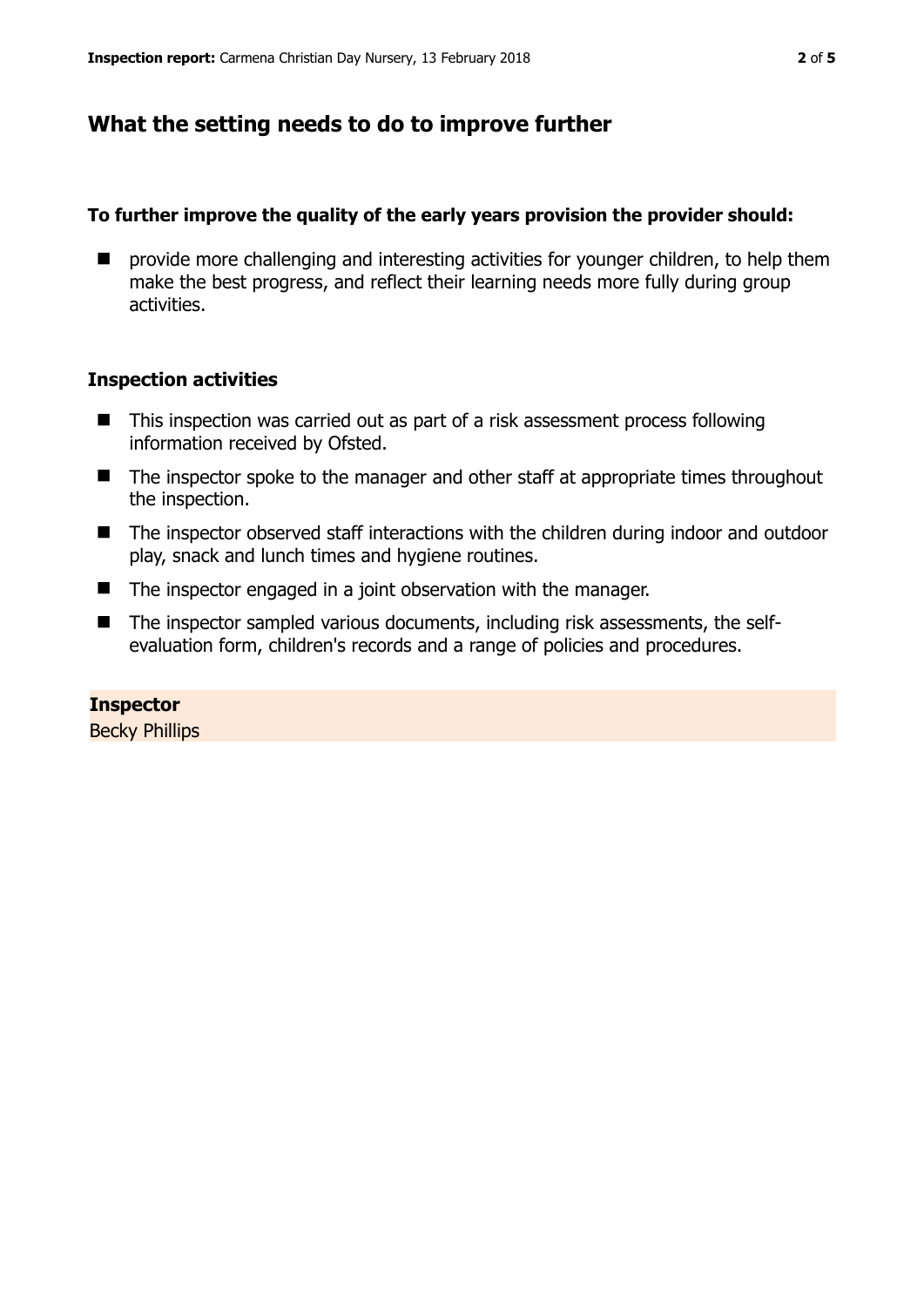## What the setting needs to do to improve further

**To further improve the quality of the early years provision the provider should:**

- provide more challenging and interesting activities for younger children, to help them make the best progress, and reflect their learning needs more fully during group activities.

### Inspection activities

- This inspection was carried out as part of a risk assessment process following information received by Ofsted.
- The inspector spoke to the manager and other staff at appropriate times throughout the inspection.
- The inspector observed staff interactions with the children during indoor and outdoor play, snack and lunch times and hygiene routines.
- The inspector engaged in a joint observation with the manager.
- The inspector sampled various documents, including risk assessments, the self-evaluation form, children's records and a range of policies and procedures.

**Inspector**
Becky Phillips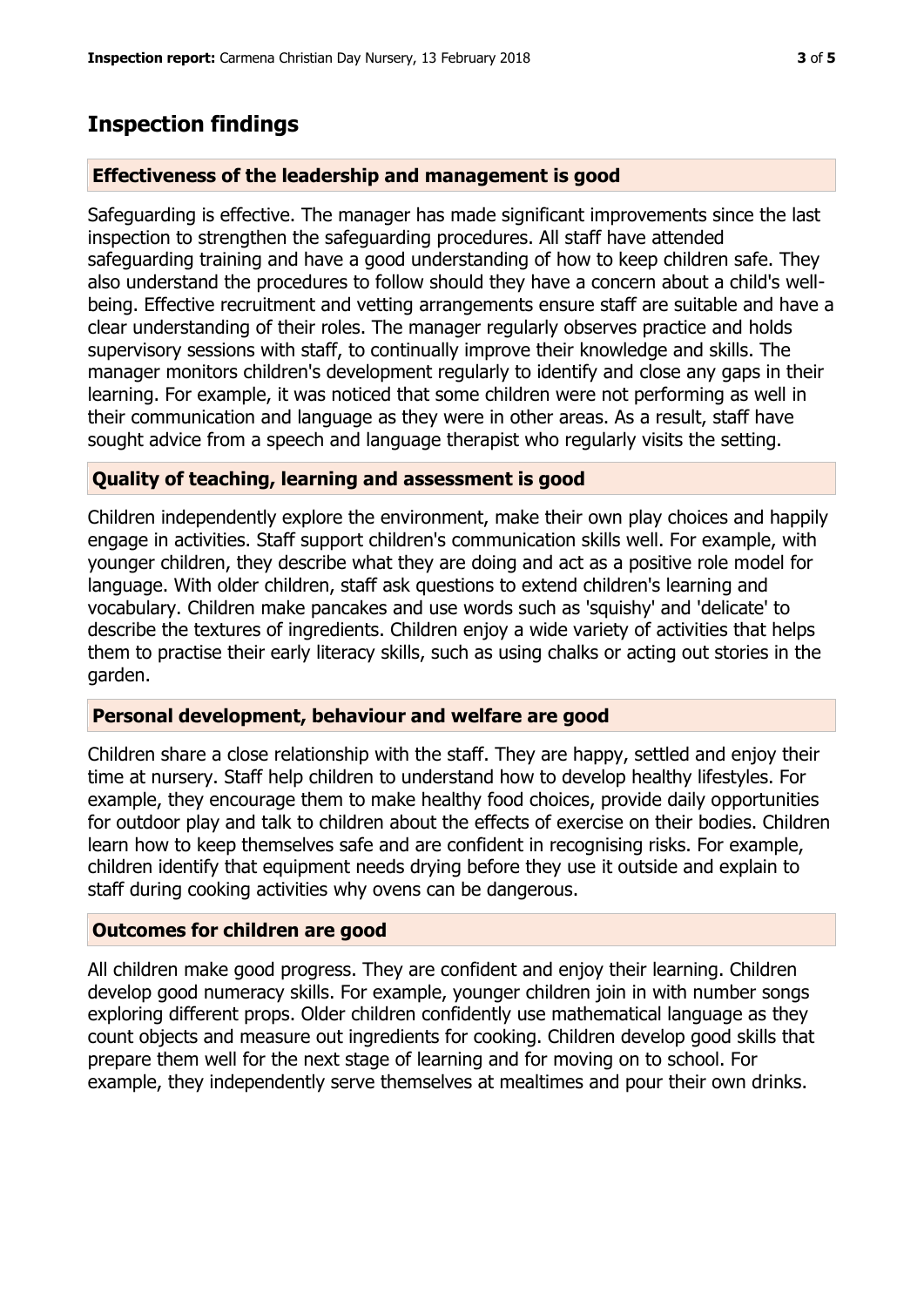## Inspection findings

### Effectiveness of the leadership and management is good

Safeguarding is effective. The manager has made significant improvements since the last inspection to strengthen the safeguarding procedures. All staff have attended safeguarding training and have a good understanding of how to keep children safe. They also understand the procedures to follow should they have a concern about a child's well-being. Effective recruitment and vetting arrangements ensure staff are suitable and have a clear understanding of their roles. The manager regularly observes practice and holds supervisory sessions with staff, to continually improve their knowledge and skills. The manager monitors children's development regularly to identify and close any gaps in their learning. For example, it was noticed that some children were not performing as well in their communication and language as they were in other areas. As a result, staff have sought advice from a speech and language therapist who regularly visits the setting.

### Quality of teaching, learning and assessment is good

Children independently explore the environment, make their own play choices and happily engage in activities. Staff support children's communication skills well. For example, with younger children, they describe what they are doing and act as a positive role model for language. With older children, staff ask questions to extend children's learning and vocabulary. Children make pancakes and use words such as 'squishy' and 'delicate' to describe the textures of ingredients. Children enjoy a wide variety of activities that helps them to practise their early literacy skills, such as using chalks or acting out stories in the garden.

### Personal development, behaviour and welfare are good

Children share a close relationship with the staff. They are happy, settled and enjoy their time at nursery. Staff help children to understand how to develop healthy lifestyles. For example, they encourage them to make healthy food choices, provide daily opportunities for outdoor play and talk to children about the effects of exercise on their bodies. Children learn how to keep themselves safe and are confident in recognising risks. For example, children identify that equipment needs drying before they use it outside and explain to staff during cooking activities why ovens can be dangerous.

### Outcomes for children are good

All children make good progress. They are confident and enjoy their learning. Children develop good numeracy skills. For example, younger children join in with number songs exploring different props. Older children confidently use mathematical language as they count objects and measure out ingredients for cooking. Children develop good skills that prepare them well for the next stage of learning and for moving on to school. For example, they independently serve themselves at mealtimes and pour their own drinks.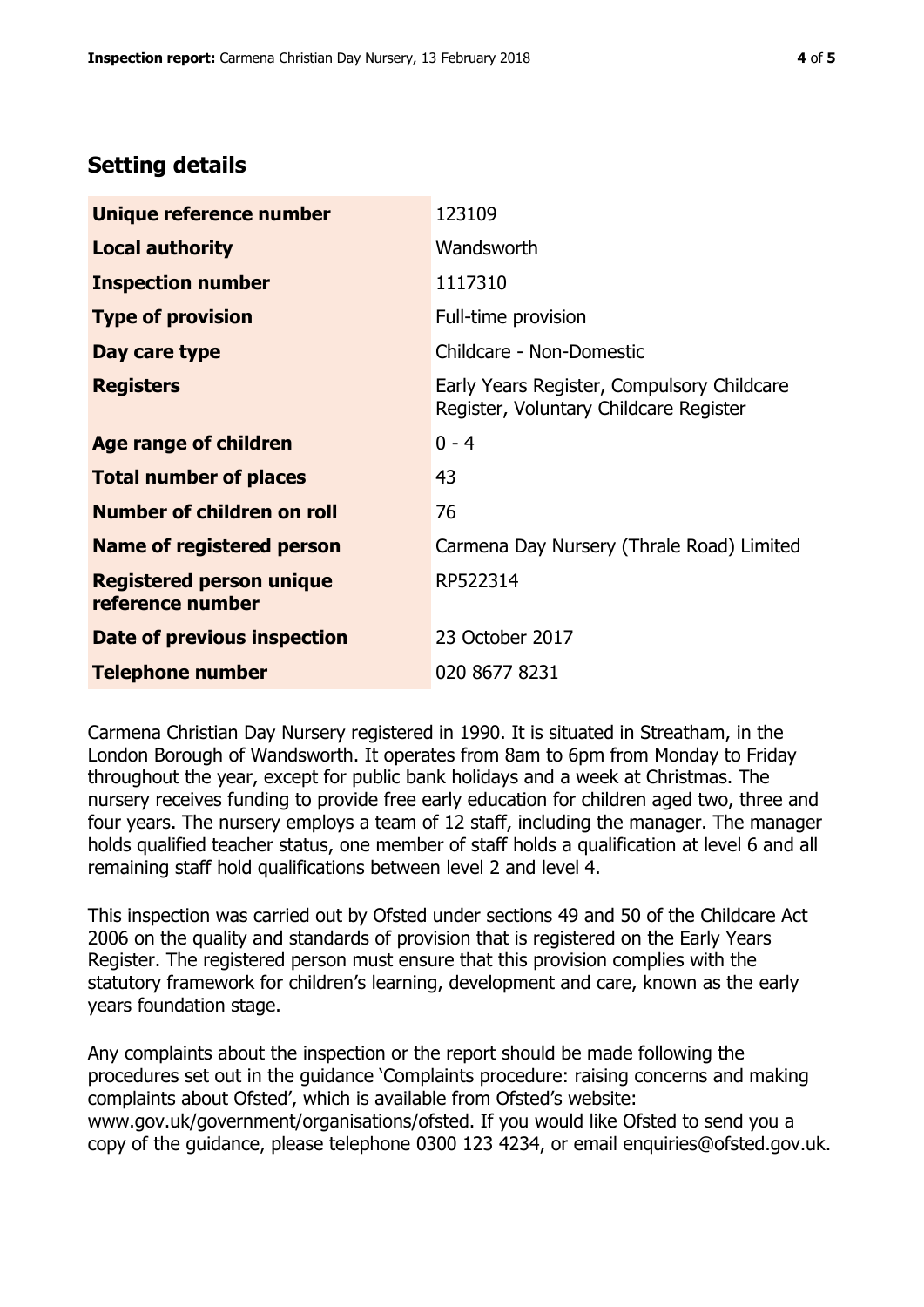## Setting details

| | |
|---|---|
| **Unique reference number** | 123109 |
| **Local authority** | Wandsworth |
| **Inspection number** | 1117310 |
| **Type of provision** | Full-time provision |
| **Day care type** | Childcare - Non-Domestic |
| **Registers** | Early Years Register, Compulsory Childcare Register, Voluntary Childcare Register |
| **Age range of children** | 0 - 4 |
| **Total number of places** | 43 |
| **Number of children on roll** | 76 |
| **Name of registered person** | Carmena Day Nursery (Thrale Road) Limited |
| **Registered person unique reference number** | RP522314 |
| **Date of previous inspection** | 23 October 2017 |
| **Telephone number** | 020 8677 8231 |

Carmena Christian Day Nursery registered in 1990. It is situated in Streatham, in the London Borough of Wandsworth. It operates from 8am to 6pm from Monday to Friday throughout the year, except for public bank holidays and a week at Christmas. The nursery receives funding to provide free early education for children aged two, three and four years. The nursery employs a team of 12 staff, including the manager. The manager holds qualified teacher status, one member of staff holds a qualification at level 6 and all remaining staff hold qualifications between level 2 and level 4.

This inspection was carried out by Ofsted under sections 49 and 50 of the Childcare Act 2006 on the quality and standards of provision that is registered on the Early Years Register. The registered person must ensure that this provision complies with the statutory framework for children's learning, development and care, known as the early years foundation stage.

Any complaints about the inspection or the report should be made following the procedures set out in the guidance 'Complaints procedure: raising concerns and making complaints about Ofsted', which is available from Ofsted's website: www.gov.uk/government/organisations/ofsted. If you would like Ofsted to send you a copy of the guidance, please telephone 0300 123 4234, or email enquiries@ofsted.gov.uk.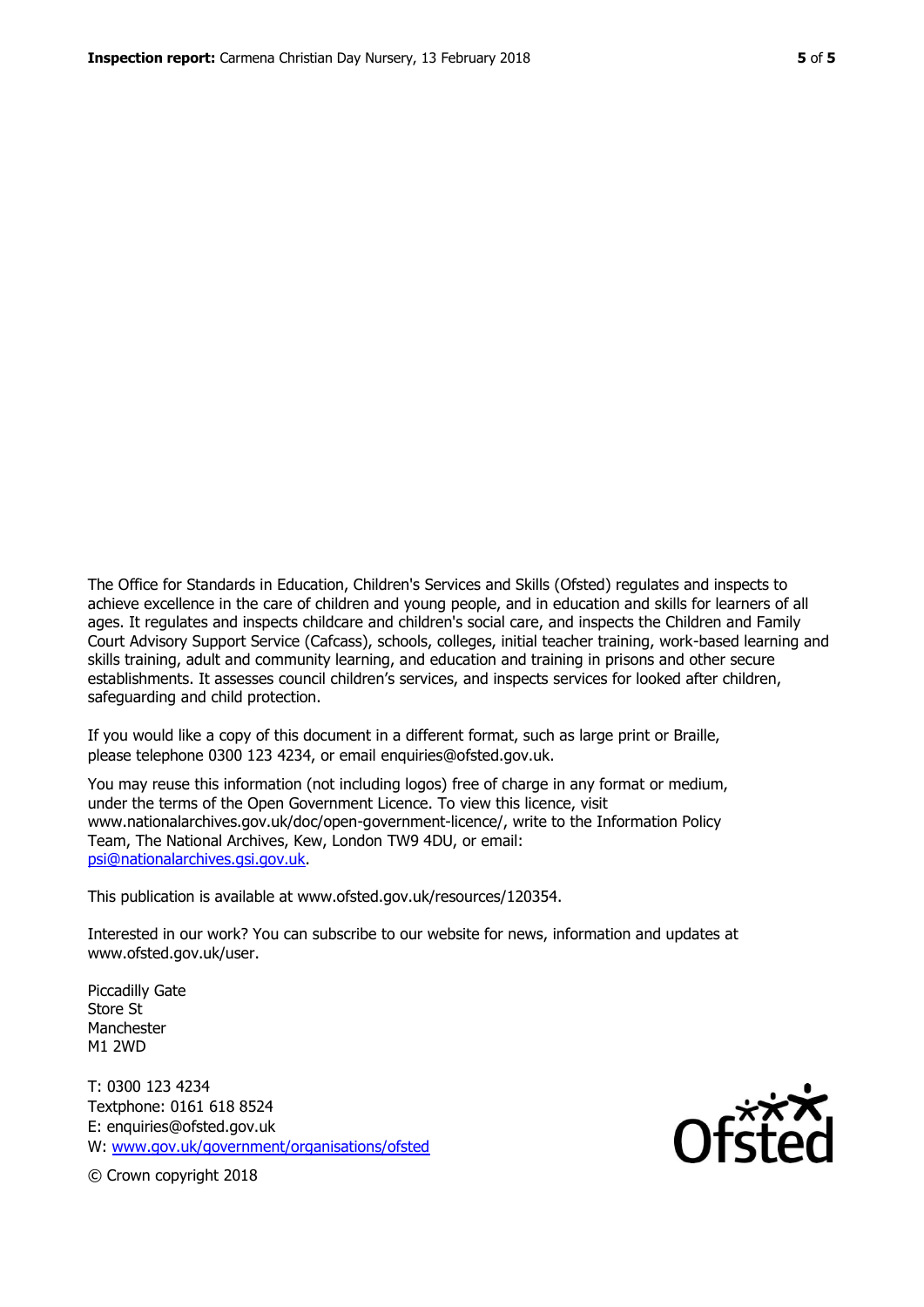The Office for Standards in Education, Children's Services and Skills (Ofsted) regulates and inspects to achieve excellence in the care of children and young people, and in education and skills for learners of all ages. It regulates and inspects childcare and children's social care, and inspects the Children and Family Court Advisory Support Service (Cafcass), schools, colleges, initial teacher training, work-based learning and skills training, adult and community learning, and education and training in prisons and other secure establishments. It assesses council children's services, and inspects services for looked after children, safeguarding and child protection.

If you would like a copy of this document in a different format, such as large print or Braille, please telephone 0300 123 4234, or email enquiries@ofsted.gov.uk.

You may reuse this information (not including logos) free of charge in any format or medium, under the terms of the Open Government Licence. To view this licence, visit www.nationalarchives.gov.uk/doc/open-government-licence/, write to the Information Policy Team, The National Archives, Kew, London TW9 4DU, or email: psi@nationalarchives.gsi.gov.uk.

This publication is available at www.ofsted.gov.uk/resources/120354.

Interested in our work? You can subscribe to our website for news, information and updates at www.ofsted.gov.uk/user.

Piccadilly Gate
Store St
Manchester
M1 2WD

T: 0300 123 4234
Textphone: 0161 618 8524
E: enquiries@ofsted.gov.uk
W: www.gov.uk/government/organisations/ofsted

© Crown copyright 2018